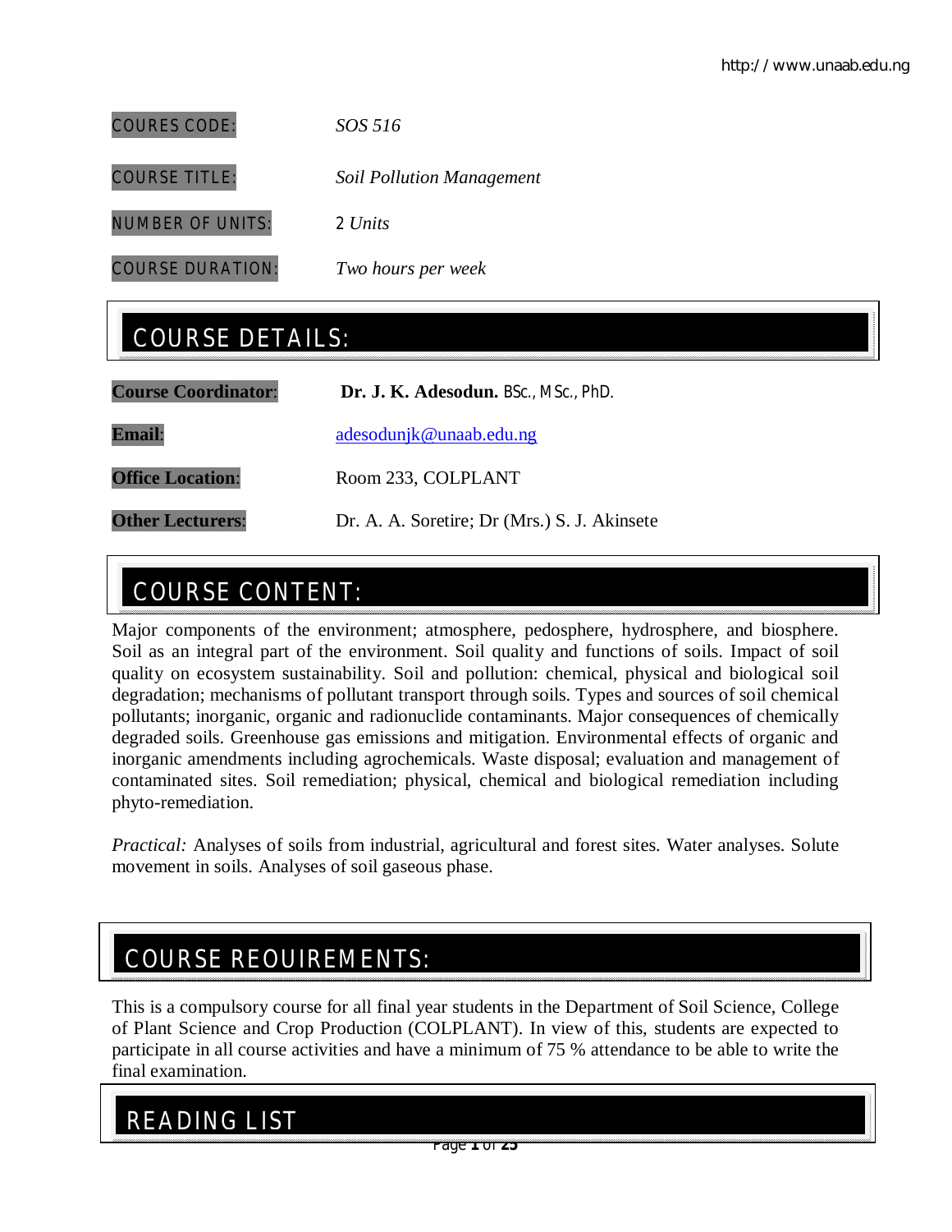**COURES CODE:** *SOS 516*

**COURSE TITLE:** *Soil Pollution Management*

**NUMBER OF UNITS:** 2 *Units*

**COURSE DURATION:** *Two hours per week*

## COURSE DETAILS:

**Course Coordinator:** **Dr. J. K. Adesodun.** BSc., MSc., PhD.

**Email:** adesodunjk@unaab.edu.ng

**Office Location:** Room 233, COLPLANT

**Other Lecturers:** Dr. A. A. Soretire; Dr (Mrs.) S. J. Akinsete

## COURSE CONTENT:

Major components of the environment; atmosphere, pedosphere, hydrosphere, and biosphere. Soil as an integral part of the environment. Soil quality and functions of soils. Impact of soil quality on ecosystem sustainability. Soil and pollution: chemical, physical and biological soil degradation; mechanisms of pollutant transport through soils. Types and sources of soil chemical pollutants; inorganic, organic and radionuclide contaminants. Major consequences of chemically degraded soils. Greenhouse gas emissions and mitigation. Environmental effects of organic and inorganic amendments including agrochemicals. Waste disposal; evaluation and management of contaminated sites. Soil remediation; physical, chemical and biological remediation including phyto-remediation.

*Practical:* Analyses of soils from industrial, agricultural and forest sites. Water analyses. Solute movement in soils. Analyses of soil gaseous phase.

## COURSE REOUIREMENTS:

This is a compulsory course for all final year students in the Department of Soil Science, College of Plant Science and Crop Production (COLPLANT). In view of this, students are expected to participate in all course activities and have a minimum of 75 % attendance to be able to write the final examination.

## READING LIST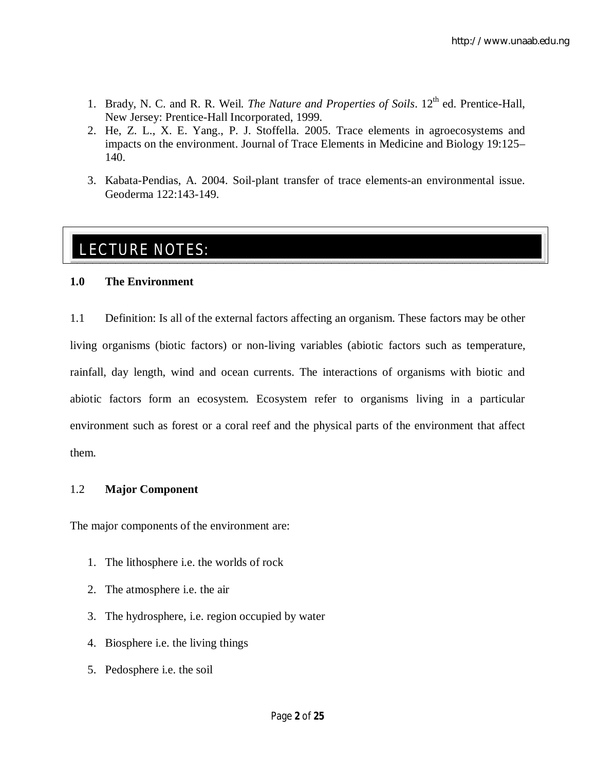1. Brady, N. C. and R. R. Weil. *The Nature and Properties of Soils*. 12th ed. Prentice-Hall, New Jersey: Prentice-Hall Incorporated, 1999.
2. He, Z. L., X. E. Yang., P. J. Stoffella. 2005. Trace elements in agroecosystems and impacts on the environment. Journal of Trace Elements in Medicine and Biology 19:125–140.
3. Kabata-Pendias, A. 2004. Soil-plant transfer of trace elements-an environmental issue. Geoderma 122:143-149.

# LECTURE NOTES:

## 1.0 The Environment

1.1 Definition: Is all of the external factors affecting an organism. These factors may be other living organisms (biotic factors) or non-living variables (abiotic factors such as temperature, rainfall, day length, wind and ocean currents. The interactions of organisms with biotic and abiotic factors form an ecosystem. Ecosystem refer to organisms living in a particular environment such as forest or a coral reef and the physical parts of the environment that affect them.

### 1.2 Major Component

The major components of the environment are:

1. The lithosphere i.e. the worlds of rock
2. The atmosphere i.e. the air
3. The hydrosphere, i.e. region occupied by water
4. Biosphere i.e. the living things
5. Pedosphere i.e. the soil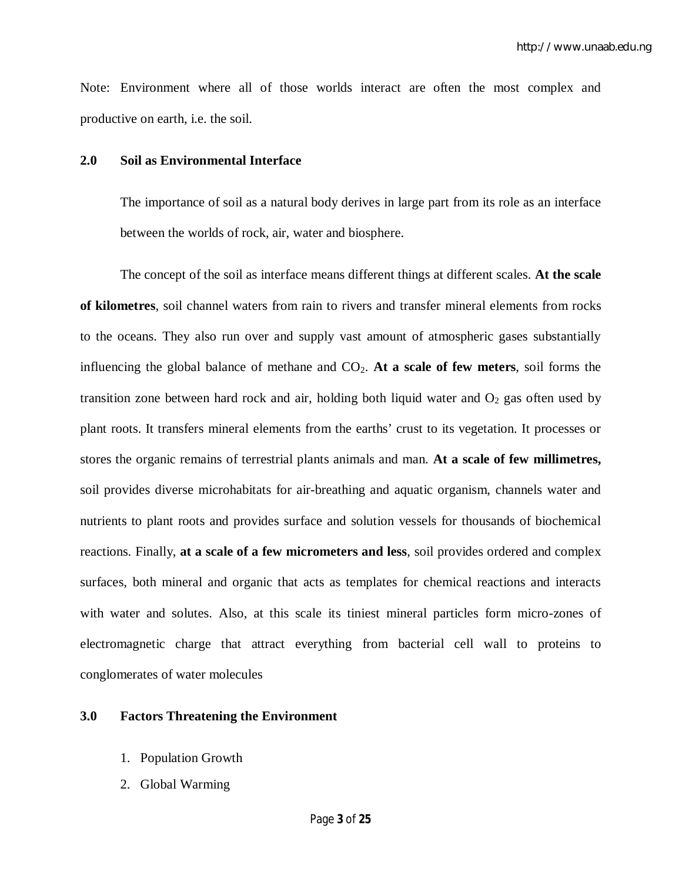Note: Environment where all of those worlds interact are often the most complex and productive on earth, i.e. the soil.

## 2.0 Soil as Environmental Interface

The importance of soil as a natural body derives in large part from its role as an interface between the worlds of rock, air, water and biosphere.

The concept of the soil as interface means different things at different scales. **At the scale of kilometres**, soil channel waters from rain to rivers and transfer mineral elements from rocks to the oceans. They also run over and supply vast amount of atmospheric gases substantially influencing the global balance of methane and $CO_2$. **At a scale of few meters**, soil forms the transition zone between hard rock and air, holding both liquid water and $O_2$ gas often used by plant roots. It transfers mineral elements from the earths' crust to its vegetation. It processes or stores the organic remains of terrestrial plants animals and man. **At a scale of few millimetres,** soil provides diverse microhabitats for air-breathing and aquatic organism, channels water and nutrients to plant roots and provides surface and solution vessels for thousands of biochemical reactions. Finally, **at a scale of a few micrometers and less**, soil provides ordered and complex surfaces, both mineral and organic that acts as templates for chemical reactions and interacts with water and solutes. Also, at this scale its tiniest mineral particles form micro-zones of electromagnetic charge that attract everything from bacterial cell wall to proteins to conglomerates of water molecules

## 3.0 Factors Threatening the Environment

1. Population Growth
2. Global Warming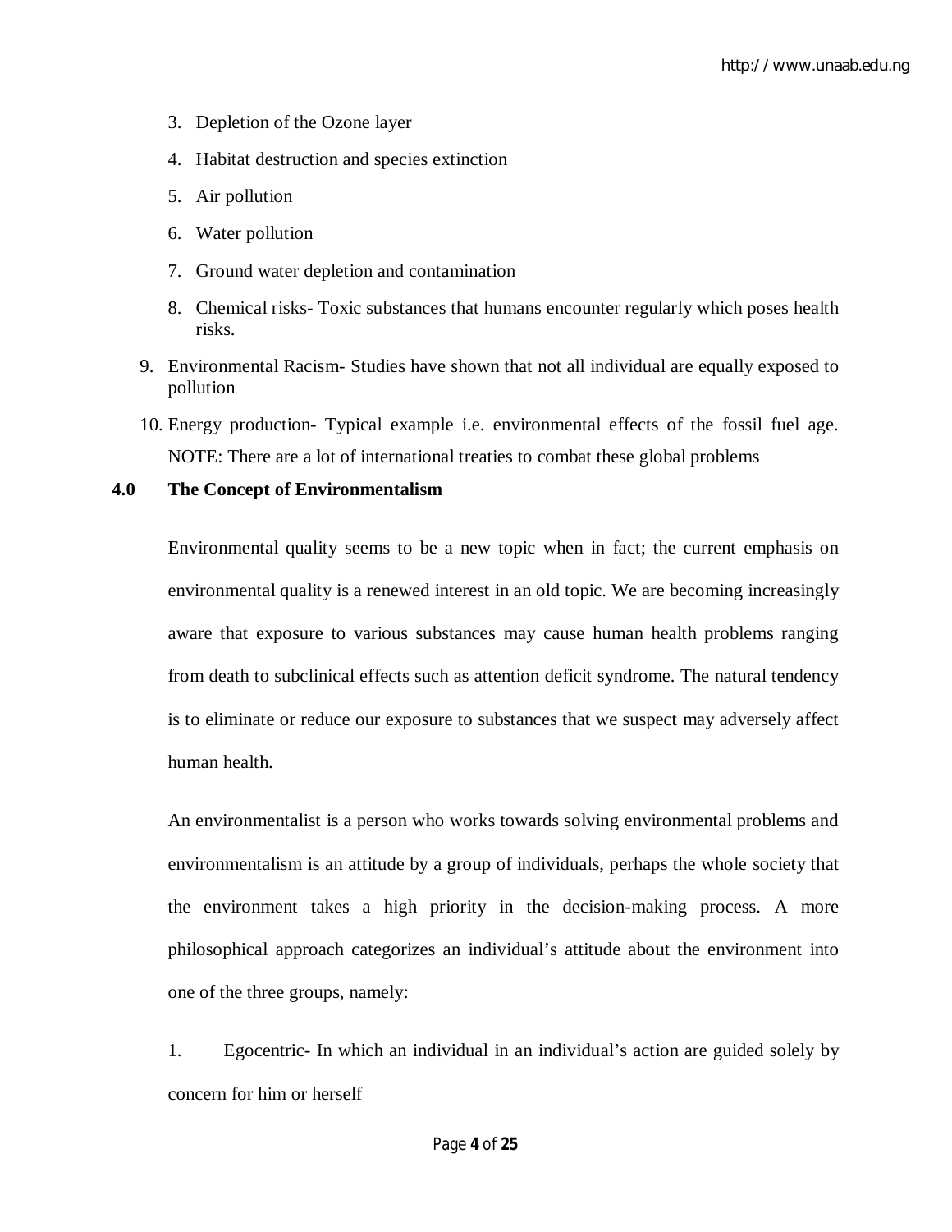3. Depletion of the Ozone layer
4. Habitat destruction and species extinction
5. Air pollution
6. Water pollution
7. Ground water depletion and contamination
8. Chemical risks- Toxic substances that humans encounter regularly which poses health risks.
9. Environmental Racism- Studies have shown that not all individual are equally exposed to pollution
10. Energy production- Typical example i.e. environmental effects of the fossil fuel age. NOTE: There are a lot of international treaties to combat these global problems

## 4.0 The Concept of Environmentalism

Environmental quality seems to be a new topic when in fact; the current emphasis on environmental quality is a renewed interest in an old topic. We are becoming increasingly aware that exposure to various substances may cause human health problems ranging from death to subclinical effects such as attention deficit syndrome. The natural tendency is to eliminate or reduce our exposure to substances that we suspect may adversely affect human health.

An environmentalist is a person who works towards solving environmental problems and environmentalism is an attitude by a group of individuals, perhaps the whole society that the environment takes a high priority in the decision-making process. A more philosophical approach categorizes an individual's attitude about the environment into one of the three groups, namely:

1. Egocentric- In which an individual in an individual's action are guided solely by concern for him or herself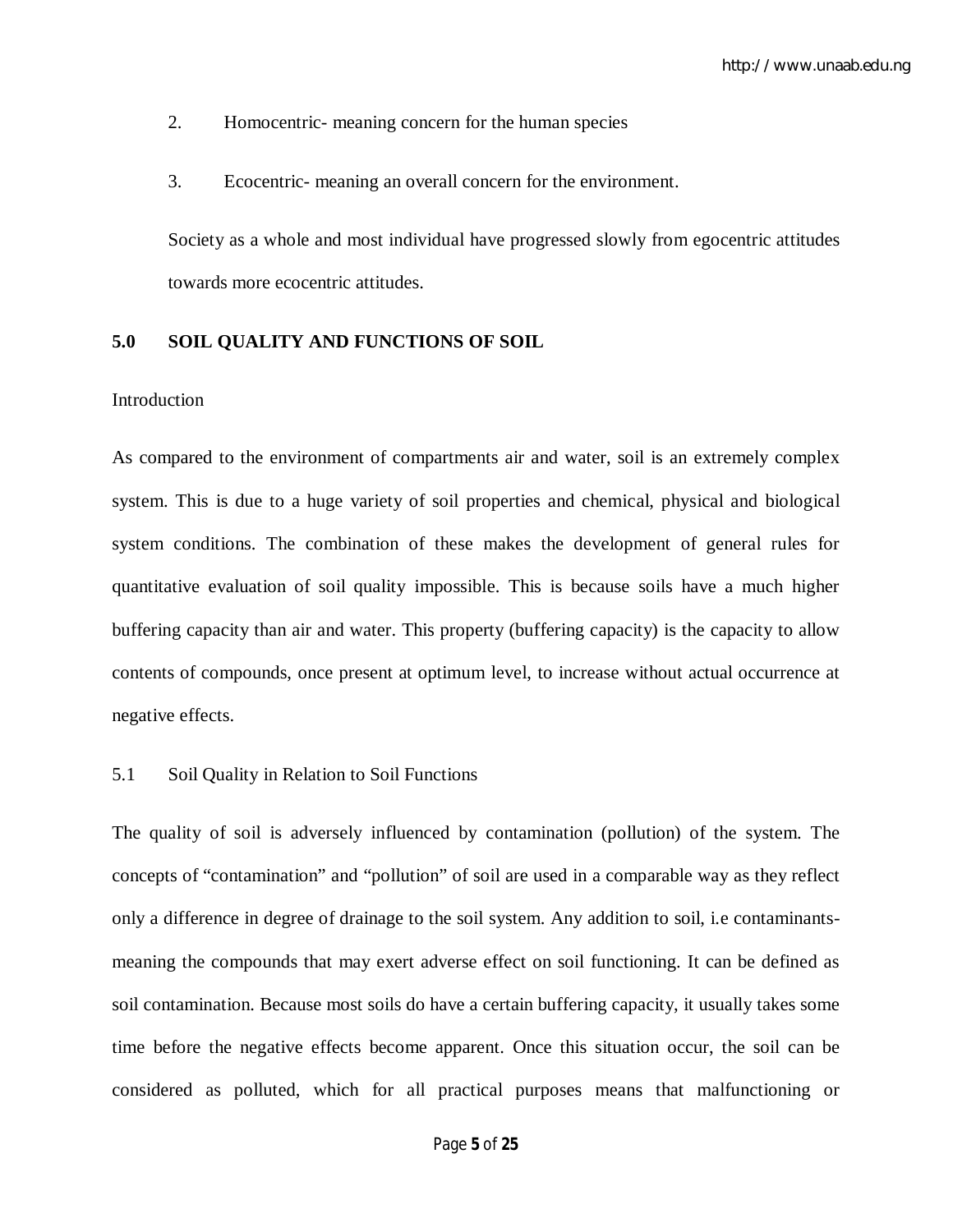2. Homocentric- meaning concern for the human species

3. Ecocentric- meaning an overall concern for the environment.

Society as a whole and most individual have progressed slowly from egocentric attitudes towards more ecocentric attitudes.

## 5.0 SOIL QUALITY AND FUNCTIONS OF SOIL

Introduction

As compared to the environment of compartments air and water, soil is an extremely complex system. This is due to a huge variety of soil properties and chemical, physical and biological system conditions. The combination of these makes the development of general rules for quantitative evaluation of soil quality impossible. This is because soils have a much higher buffering capacity than air and water. This property (buffering capacity) is the capacity to allow contents of compounds, once present at optimum level, to increase without actual occurrence at negative effects.

### 5.1 Soil Quality in Relation to Soil Functions

The quality of soil is adversely influenced by contamination (pollution) of the system. The concepts of "contamination" and "pollution" of soil are used in a comparable way as they reflect only a difference in degree of drainage to the soil system. Any addition to soil, i.e contaminants- meaning the compounds that may exert adverse effect on soil functioning. It can be defined as soil contamination. Because most soils do have a certain buffering capacity, it usually takes some time before the negative effects become apparent. Once this situation occur, the soil can be considered as polluted, which for all practical purposes means that malfunctioning or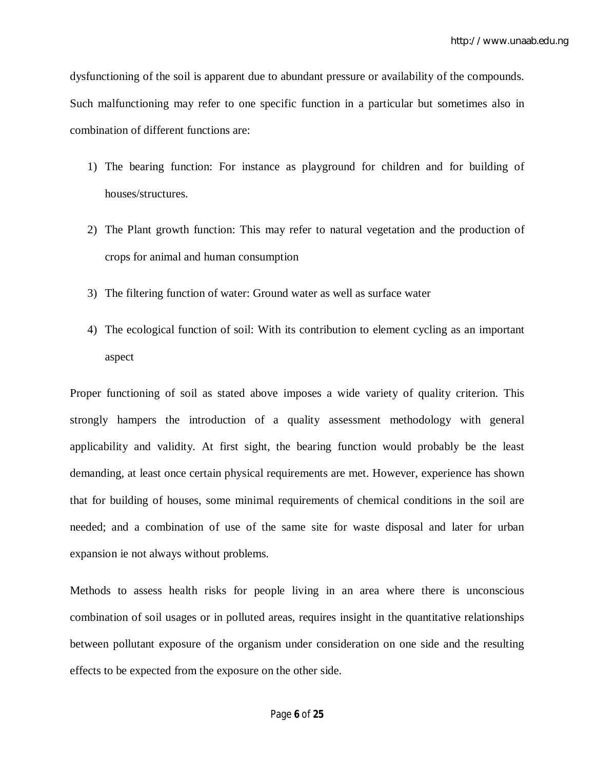dysfunctioning of the soil is apparent due to abundant pressure or availability of the compounds. Such malfunctioning may refer to one specific function in a particular but sometimes also in combination of different functions are:

1) The bearing function: For instance as playground for children and for building of houses/structures.
2) The Plant growth function: This may refer to natural vegetation and the production of crops for animal and human consumption
3) The filtering function of water: Ground water as well as surface water
4) The ecological function of soil: With its contribution to element cycling as an important aspect

Proper functioning of soil as stated above imposes a wide variety of quality criterion. This strongly hampers the introduction of a quality assessment methodology with general applicability and validity. At first sight, the bearing function would probably be the least demanding, at least once certain physical requirements are met. However, experience has shown that for building of houses, some minimal requirements of chemical conditions in the soil are needed; and a combination of use of the same site for waste disposal and later for urban expansion ie not always without problems.

Methods to assess health risks for people living in an area where there is unconscious combination of soil usages or in polluted areas, requires insight in the quantitative relationships between pollutant exposure of the organism under consideration on one side and the resulting effects to be expected from the exposure on the other side.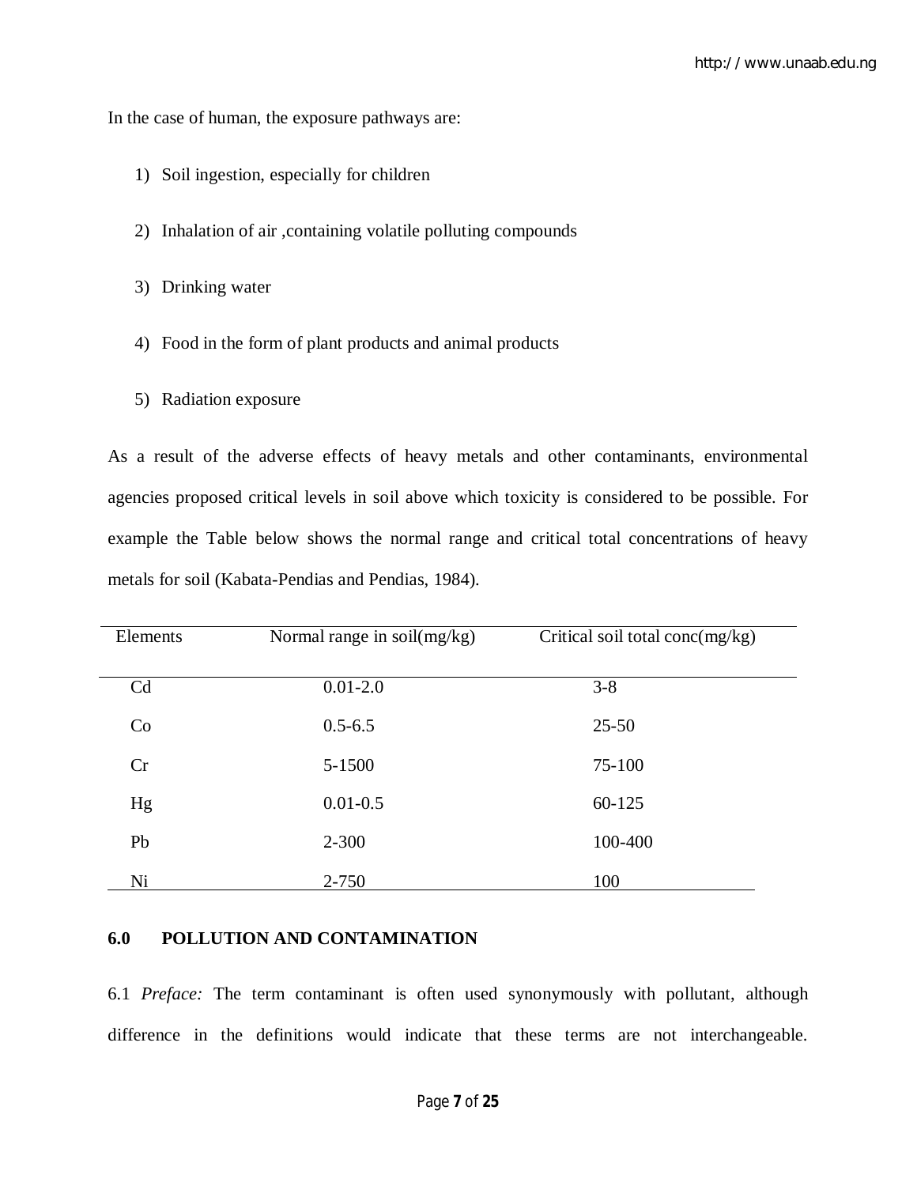In the case of human, the exposure pathways are:

1) Soil ingestion, especially for children
2) Inhalation of air ,containing volatile polluting compounds
3) Drinking water
4) Food in the form of plant products and animal products
5) Radiation exposure

As a result of the adverse effects of heavy metals and other contaminants, environmental agencies proposed critical levels in soil above which toxicity is considered to be possible. For example the Table below shows the normal range and critical total concentrations of heavy metals for soil (Kabata-Pendias and Pendias, 1984).

| Elements | Normal range in soil(mg/kg) | Critical soil total conc(mg/kg) |
|---|---|---|
| Cd | 0.01-2.0 | 3-8 |
| Co | 0.5-6.5 | 25-50 |
| Cr | 5-1500 | 75-100 |
| Hg | 0.01-0.5 | 60-125 |
| Pb | 2-300 | 100-400 |
| Ni | 2-750 | 100 |

## 6.0 POLLUTION AND CONTAMINATION

6.1 *Preface:* The term contaminant is often used synonymously with pollutant, although difference in the definitions would indicate that these terms are not interchangeable.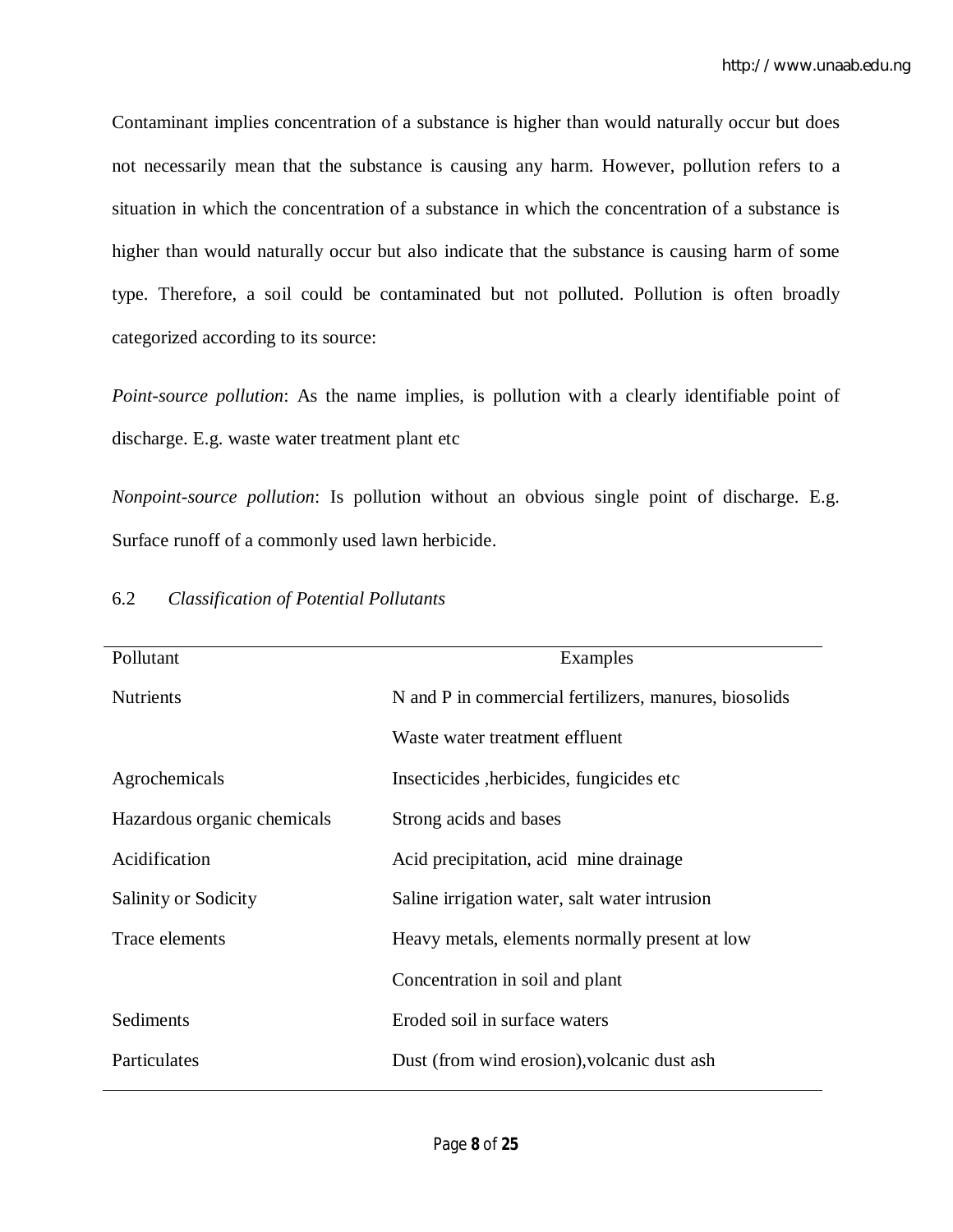Contaminant implies concentration of a substance is higher than would naturally occur but does not necessarily mean that the substance is causing any harm. However, pollution refers to a situation in which the concentration of a substance in which the concentration of a substance is higher than would naturally occur but also indicate that the substance is causing harm of some type. Therefore, a soil could be contaminated but not polluted. Pollution is often broadly categorized according to its source:

*Point-source pollution*: As the name implies, is pollution with a clearly identifiable point of discharge. E.g. waste water treatment plant etc

*Nonpoint-source pollution*: Is pollution without an obvious single point of discharge. E.g. Surface runoff of a commonly used lawn herbicide.

## 6.2 *Classification of Potential Pollutants*

| Pollutant | Examples |
|---|---|
| Nutrients | N and P in commercial fertilizers, manures, biosolids |
| | Waste water treatment effluent |
| Agrochemicals | Insecticides ,herbicides, fungicides etc |
| Hazardous organic chemicals | Strong acids and bases |
| Acidification | Acid precipitation, acid mine drainage |
| Salinity or Sodicity | Saline irrigation water, salt water intrusion |
| Trace elements | Heavy metals, elements normally present at low |
| | Concentration in soil and plant |
| Sediments | Eroded soil in surface waters |
| Particulates | Dust (from wind erosion),volcanic dust ash |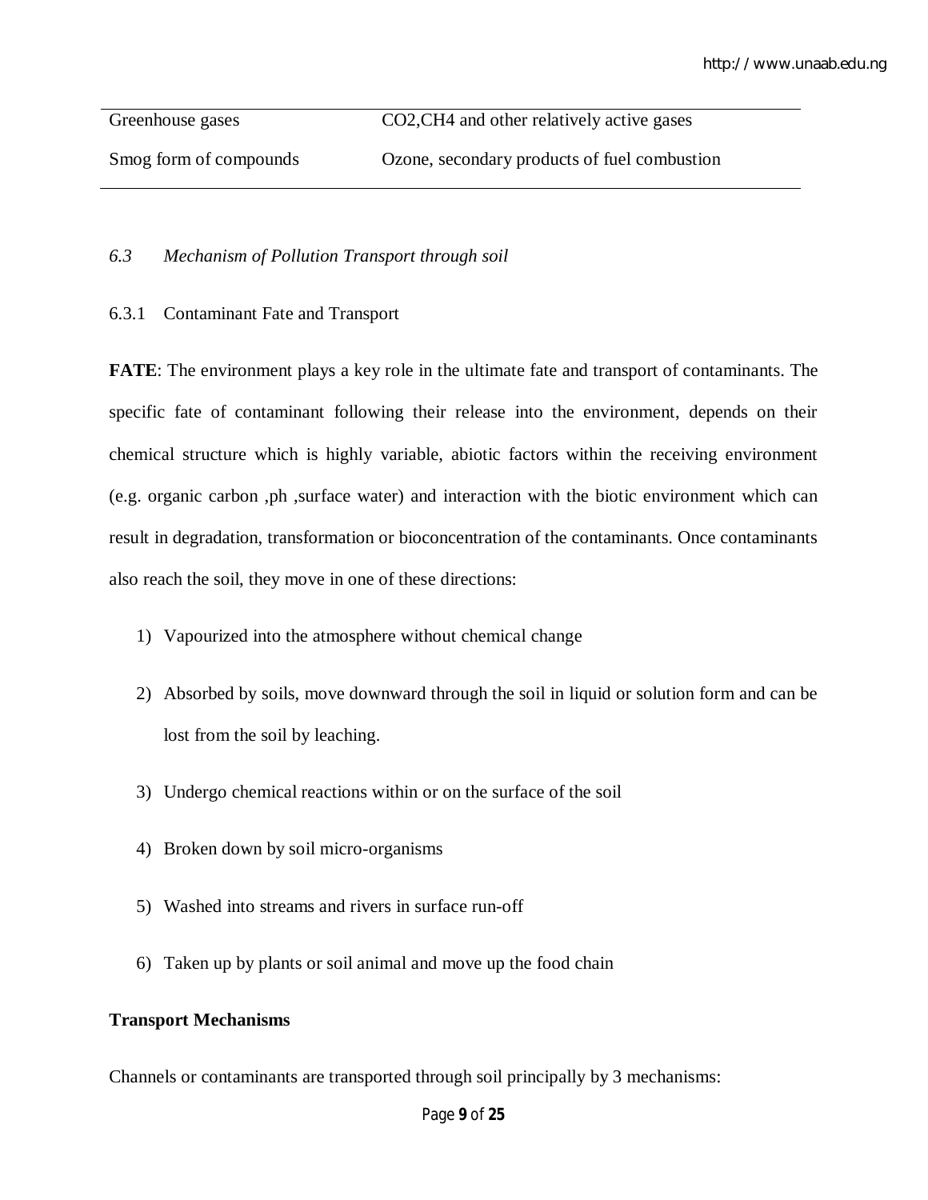| | |
|---|---|
| Greenhouse gases | $CO_2$,$CH_4$ and other relatively active gases |
| Smog form of compounds | Ozone, secondary products of fuel combustion |

### *6.3 Mechanism of Pollution Transport through soil*

#### 6.3.1 Contaminant Fate and Transport

**FATE**: The environment plays a key role in the ultimate fate and transport of contaminants. The specific fate of contaminant following their release into the environment, depends on their chemical structure which is highly variable, abiotic factors within the receiving environment (e.g. organic carbon ,ph ,surface water) and interaction with the biotic environment which can result in degradation, transformation or bioconcentration of the contaminants. Once contaminants also reach the soil, they move in one of these directions:

1) Vapourized into the atmosphere without chemical change
2) Absorbed by soils, move downward through the soil in liquid or solution form and can be lost from the soil by leaching.
3) Undergo chemical reactions within or on the surface of the soil
4) Broken down by soil micro-organisms
5) Washed into streams and rivers in surface run-off
6) Taken up by plants or soil animal and move up the food chain

**Transport Mechanisms**

Channels or contaminants are transported through soil principally by 3 mechanisms: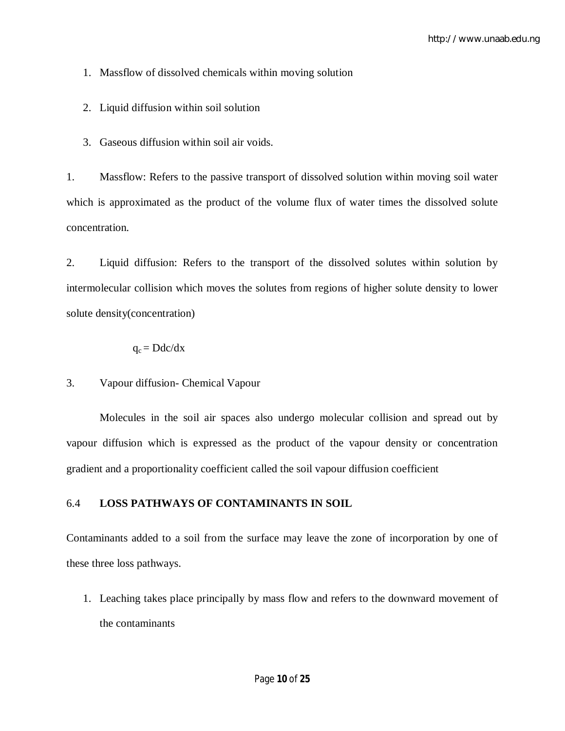1. Massflow of dissolved chemicals within moving solution

2. Liquid diffusion within soil solution

3. Gaseous diffusion within soil air voids.

1. Massflow: Refers to the passive transport of dissolved solution within moving soil water which is approximated as the product of the volume flux of water times the dissolved solute concentration.

2. Liquid diffusion: Refers to the transport of the dissolved solutes within solution by intermolecular collision which moves the solutes from regions of higher solute density to lower solute density(concentration)

$$q_c = Ddc/dx$$

3. Vapour diffusion- Chemical Vapour

Molecules in the soil air spaces also undergo molecular collision and spread out by vapour diffusion which is expressed as the product of the vapour density or concentration gradient and a proportionality coefficient called the soil vapour diffusion coefficient

## 6.4 LOSS PATHWAYS OF CONTAMINANTS IN SOIL

Contaminants added to a soil from the surface may leave the zone of incorporation by one of these three loss pathways.

1. Leaching takes place principally by mass flow and refers to the downward movement of the contaminants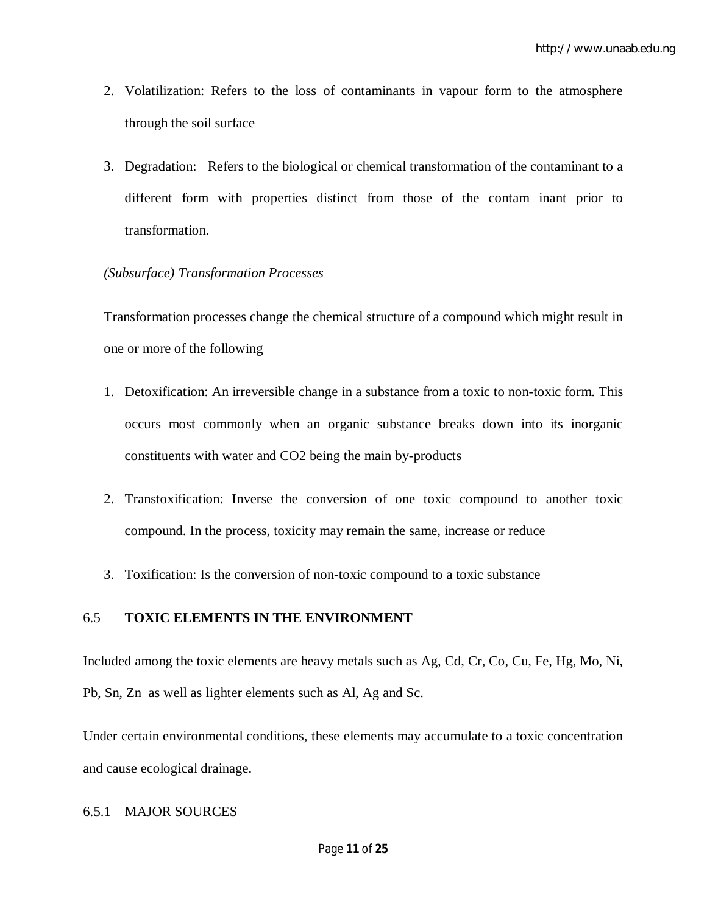2. Volatilization: Refers to the loss of contaminants in vapour form to the atmosphere through the soil surface

3. Degradation: Refers to the biological or chemical transformation of the contaminant to a different form with properties distinct from those of the contam inant prior to transformation.

*(Subsurface) Transformation Processes*

Transformation processes change the chemical structure of a compound which might result in one or more of the following

1. Detoxification: An irreversible change in a substance from a toxic to non-toxic form. This occurs most commonly when an organic substance breaks down into its inorganic constituents with water and CO2 being the main by-products

2. Transtoxification: Inverse the conversion of one toxic compound to another toxic compound. In the process, toxicity may remain the same, increase or reduce

3. Toxification: Is the conversion of non-toxic compound to a toxic substance

## 6.5 TOXIC ELEMENTS IN THE ENVIRONMENT

Included among the toxic elements are heavy metals such as Ag, Cd, Cr, Co, Cu, Fe, Hg, Mo, Ni, Pb, Sn, Zn as well as lighter elements such as Al, Ag and Sc.

Under certain environmental conditions, these elements may accumulate to a toxic concentration and cause ecological drainage.

### 6.5.1 MAJOR SOURCES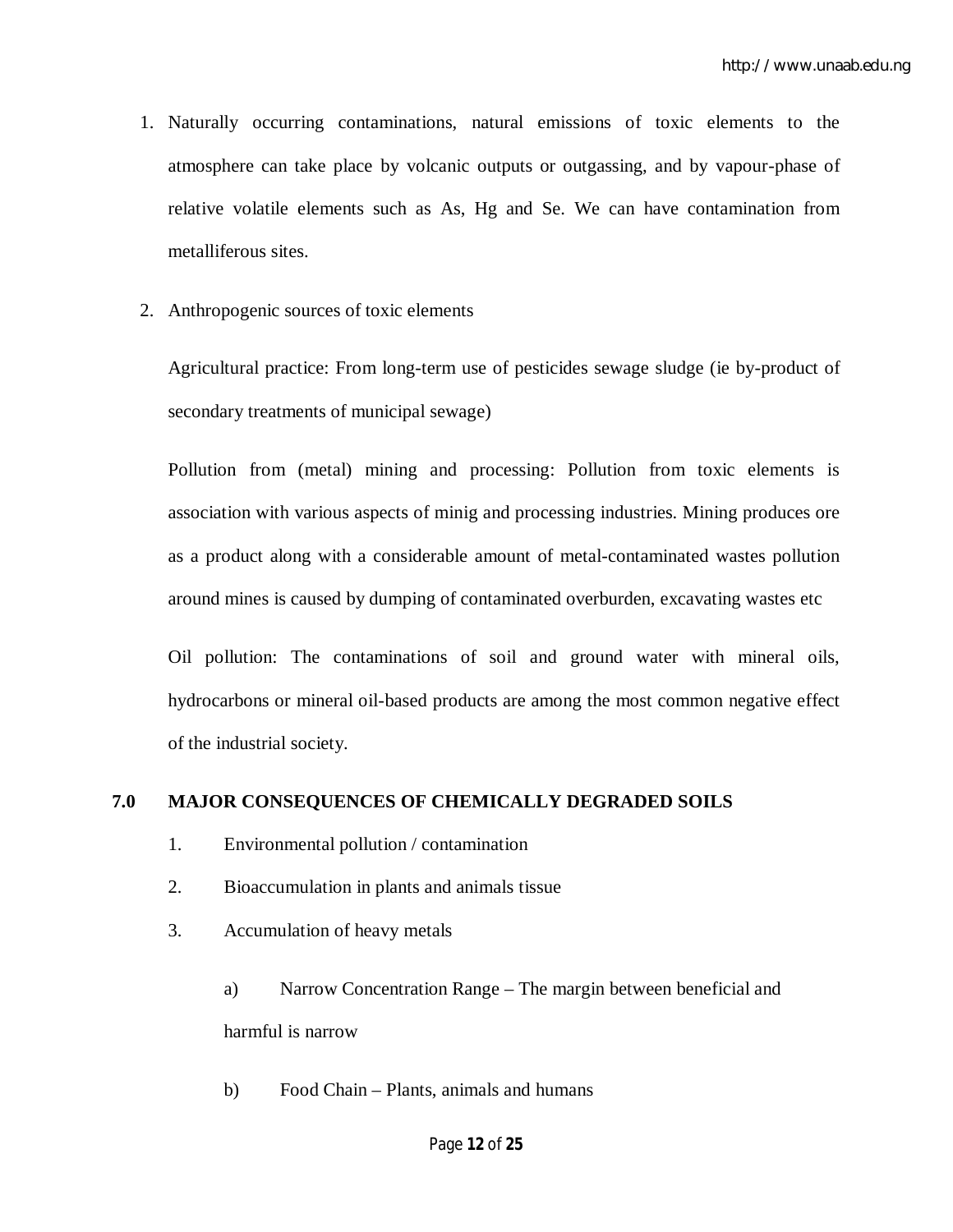1. Naturally occurring contaminations, natural emissions of toxic elements to the atmosphere can take place by volcanic outputs or outgassing, and by vapour-phase of relative volatile elements such as As, Hg and Se. We can have contamination from metalliferous sites.

2. Anthropogenic sources of toxic elements

   Agricultural practice: From long-term use of pesticides sewage sludge (ie by-product of secondary treatments of municipal sewage)

   Pollution from (metal) mining and processing: Pollution from toxic elements is association with various aspects of minig and processing industries. Mining produces ore as a product along with a considerable amount of metal-contaminated wastes pollution around mines is caused by dumping of contaminated overburden, excavating wastes etc

   Oil pollution: The contaminations of soil and ground water with mineral oils, hydrocarbons or mineral oil-based products are among the most common negative effect of the industrial society.

## 7.0 MAJOR CONSEQUENCES OF CHEMICALLY DEGRADED SOILS

1. Environmental pollution / contamination
2. Bioaccumulation in plants and animals tissue
3. Accumulation of heavy metals

   a) Narrow Concentration Range – The margin between beneficial and harmful is narrow

   b) Food Chain – Plants, animals and humans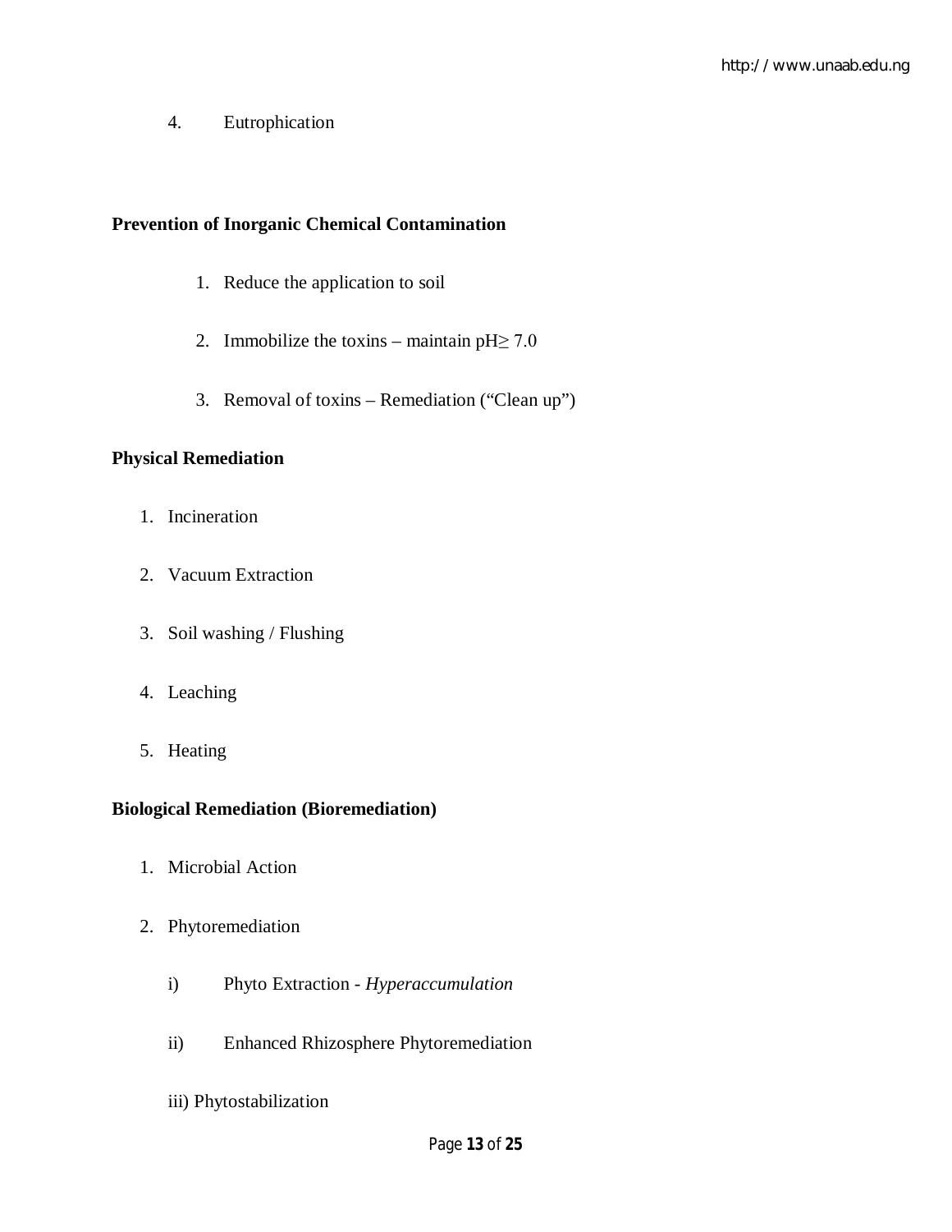4. Eutrophication

**Prevention of Inorganic Chemical Contamination**

1. Reduce the application to soil
2. Immobilize the toxins – maintain pH$\geq$ 7.0
3. Removal of toxins – Remediation ("Clean up")

**Physical Remediation**

1. Incineration
2. Vacuum Extraction
3. Soil washing / Flushing
4. Leaching
5. Heating

**Biological Remediation (Bioremediation)**

1. Microbial Action
2. Phytoremediation
   - i) Phyto Extraction - *Hyperaccumulation*
   - ii) Enhanced Rhizosphere Phytoremediation
   - iii) Phytostabilization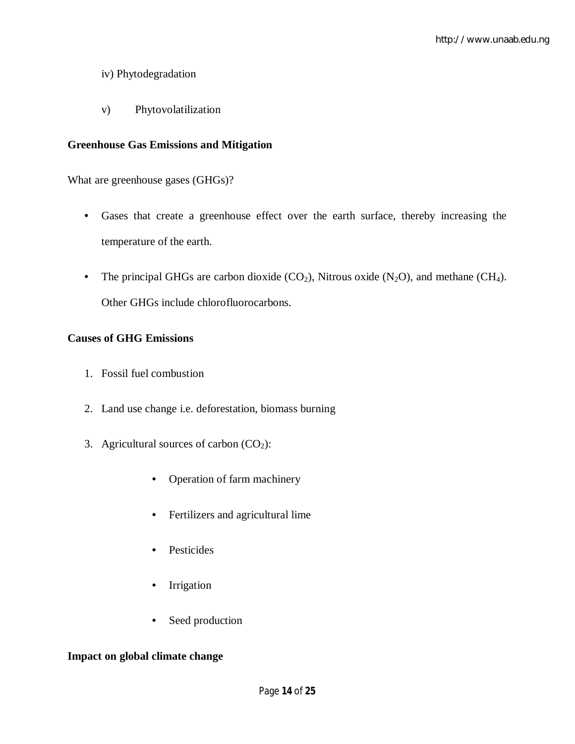iv) Phytodegradation

v) Phytovolatilization

**Greenhouse Gas Emissions and Mitigation**

What are greenhouse gases (GHGs)?

- Gases that create a greenhouse effect over the earth surface, thereby increasing the temperature of the earth.
- The principal GHGs are carbon dioxide ($CO_2$), Nitrous oxide ($N_2O$), and methane ($CH_4$). Other GHGs include chlorofluorocarbons.

**Causes of GHG Emissions**

1. Fossil fuel combustion
2. Land use change i.e. deforestation, biomass burning
3. Agricultural sources of carbon ($CO_2$):
    - Operation of farm machinery
    - Fertilizers and agricultural lime
    - Pesticides
    - Irrigation
    - Seed production

**Impact on global climate change**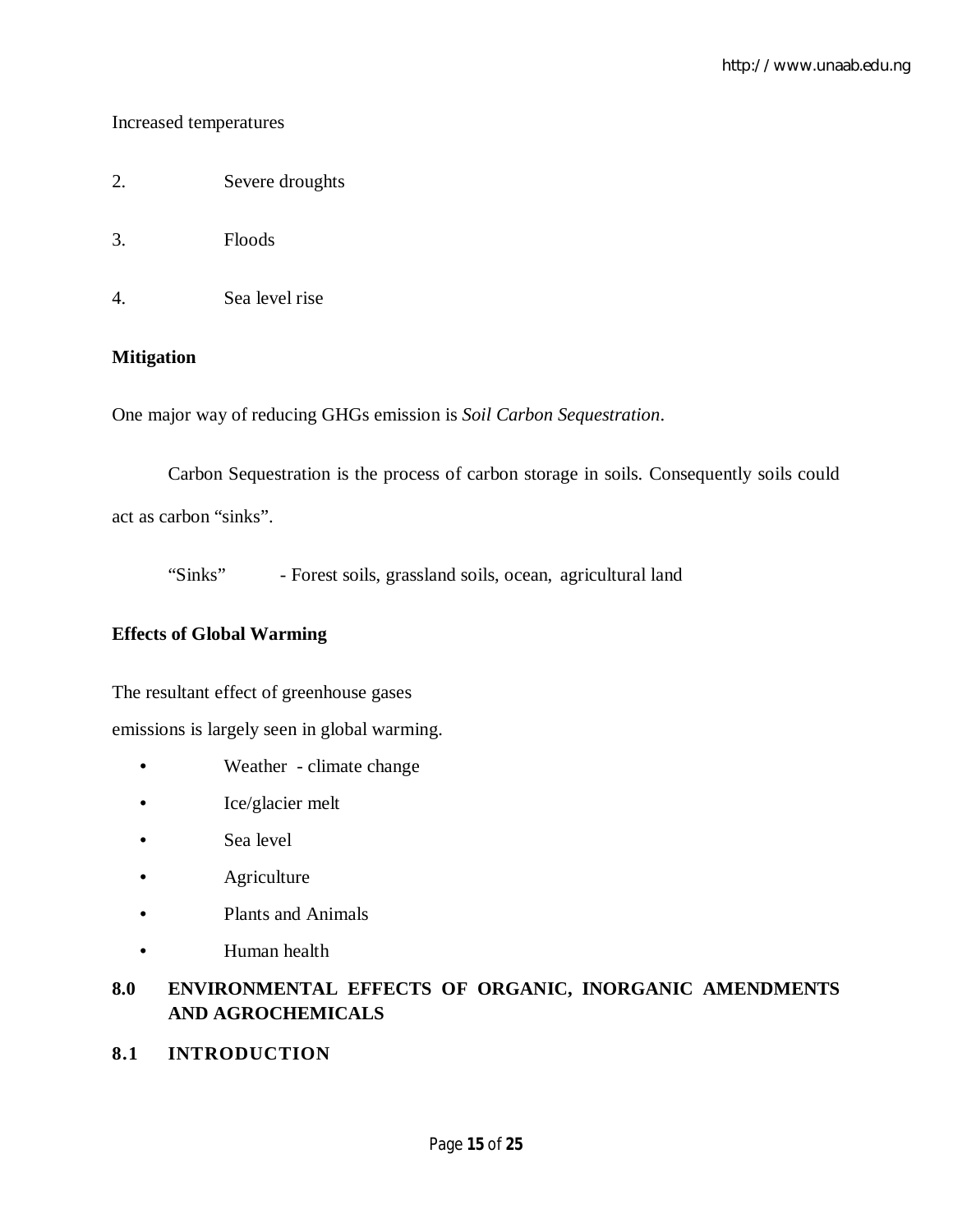Increased temperatures

2. Severe droughts

3. Floods

4. Sea level rise

**Mitigation**

One major way of reducing GHGs emission is *Soil Carbon Sequestration*.

Carbon Sequestration is the process of carbon storage in soils. Consequently soils could act as carbon "sinks".

"Sinks" - Forest soils, grassland soils, ocean, agricultural land

**Effects of Global Warming**

The resultant effect of greenhouse gases emissions is largely seen in global warming.

- Weather - climate change
- Ice/glacier melt
- Sea level
- Agriculture
- Plants and Animals
- Human health

## 8.0 ENVIRONMENTAL EFFECTS OF ORGANIC, INORGANIC AMENDMENTS AND AGROCHEMICALS

### 8.1 INTRODUCTION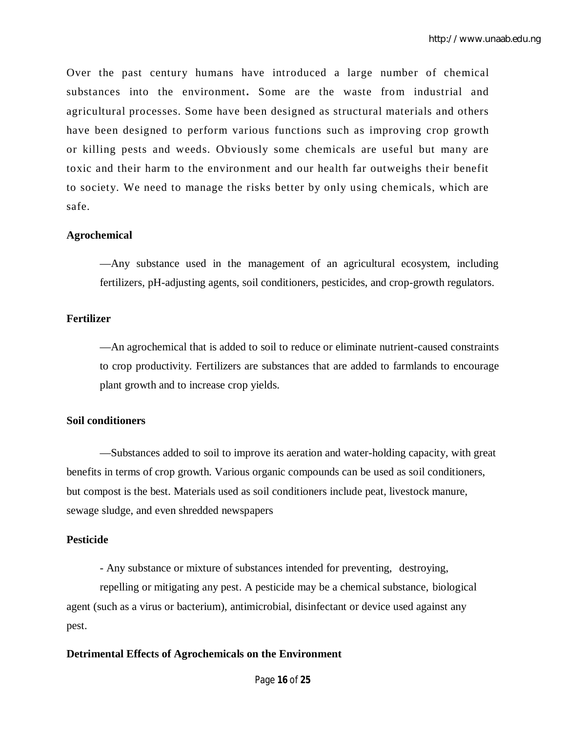Over the past century humans have introduced a large number of chemical substances into the environment**.** Some are the waste from industrial and agricultural processes. Some have been designed as structural materials and others have been designed to perform various functions such as improving crop growth or killing pests and weeds. Obviously some chemicals are useful but many are toxic and their harm to the environment and our health far outweighs their benefit to society. We need to manage the risks better by only using chemicals, which are safe.

**Agrochemical**

—Any substance used in the management of an agricultural ecosystem, including fertilizers, pH-adjusting agents, soil conditioners, pesticides, and crop-growth regulators.

**Fertilizer**

—An agrochemical that is added to soil to reduce or eliminate nutrient-caused constraints to crop productivity. Fertilizers are substances that are added to farmlands to encourage plant growth and to increase crop yields.

**Soil conditioners**

—Substances added to soil to improve its aeration and water-holding capacity, with great benefits in terms of crop growth. Various organic compounds can be used as soil conditioners, but compost is the best. Materials used as soil conditioners include peat, livestock manure, sewage sludge, and even shredded newspapers

**Pesticide**

- Any substance or mixture of substances intended for preventing, destroying, repelling or mitigating any pest. A pesticide may be a chemical substance, biological agent (such as a virus or bacterium), antimicrobial, disinfectant or device used against any pest.

**Detrimental Effects of Agrochemicals on the Environment**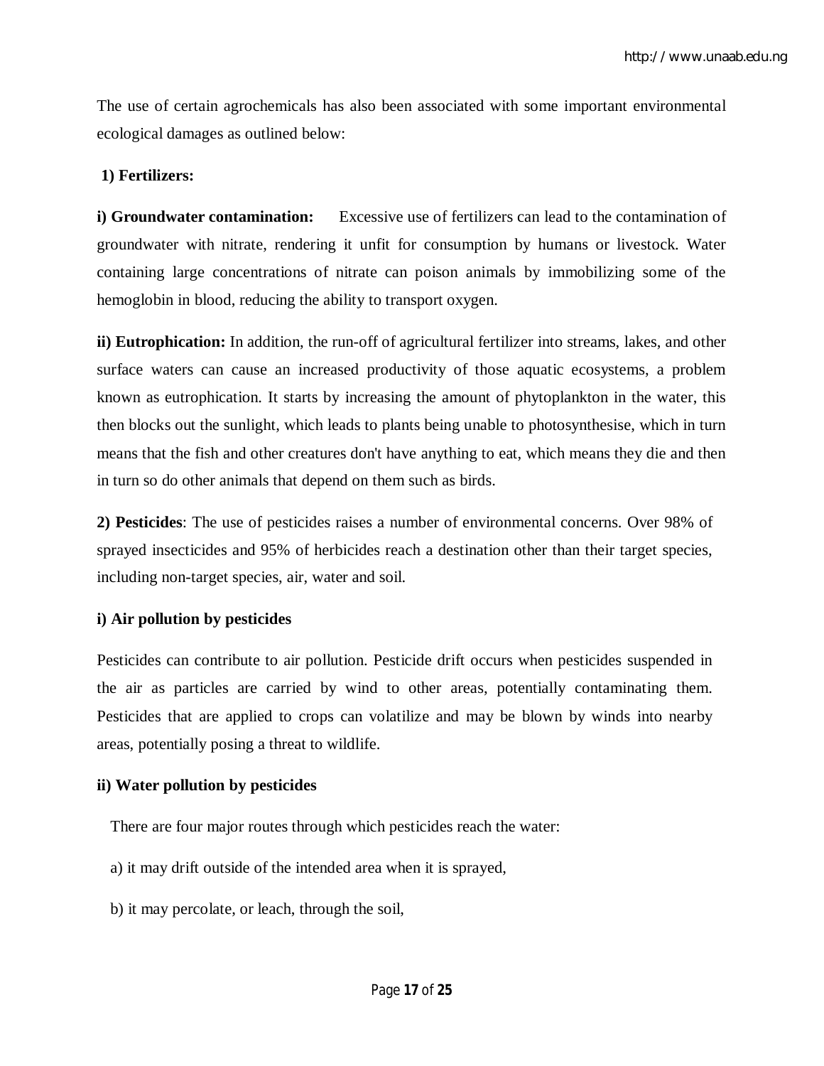The use of certain agrochemicals has also been associated with some important environmental ecological damages as outlined below:

**1) Fertilizers:**

**i) Groundwater contamination:** Excessive use of fertilizers can lead to the contamination of groundwater with nitrate, rendering it unfit for consumption by humans or livestock. Water containing large concentrations of nitrate can poison animals by immobilizing some of the hemoglobin in blood, reducing the ability to transport oxygen.

**ii) Eutrophication:** In addition, the run-off of agricultural fertilizer into streams, lakes, and other surface waters can cause an increased productivity of those aquatic ecosystems, a problem known as eutrophication. It starts by increasing the amount of phytoplankton in the water, this then blocks out the sunlight, which leads to plants being unable to photosynthesise, which in turn means that the fish and other creatures don't have anything to eat, which means they die and then in turn so do other animals that depend on them such as birds.

**2) Pesticides**: The use of pesticides raises a number of environmental concerns. Over 98% of sprayed insecticides and 95% of herbicides reach a destination other than their target species, including non-target species, air, water and soil.

**i) Air pollution by pesticides**

Pesticides can contribute to air pollution. Pesticide drift occurs when pesticides suspended in the air as particles are carried by wind to other areas, potentially contaminating them. Pesticides that are applied to crops can volatilize and may be blown by winds into nearby areas, potentially posing a threat to wildlife.

**ii) Water pollution by pesticides**

There are four major routes through which pesticides reach the water:

a) it may drift outside of the intended area when it is sprayed,

b) it may percolate, or leach, through the soil,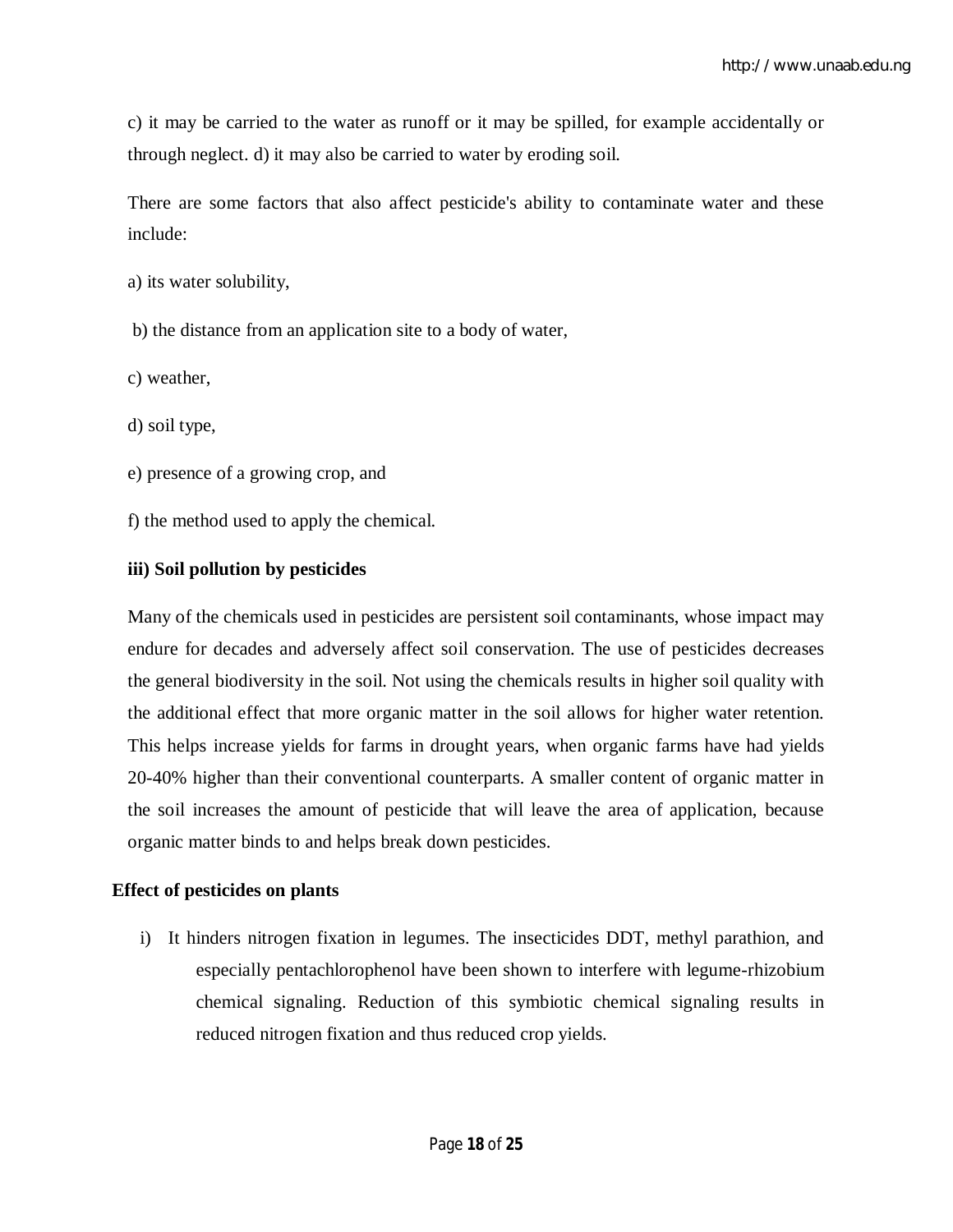c) it may be carried to the water as runoff or it may be spilled, for example accidentally or through neglect. d) it may also be carried to water by eroding soil.

There are some factors that also affect pesticide's ability to contaminate water and these include:

a) its water solubility,

b) the distance from an application site to a body of water,

c) weather,

d) soil type,

e) presence of a growing crop, and

f) the method used to apply the chemical.

**iii) Soil pollution by pesticides**

Many of the chemicals used in pesticides are persistent soil contaminants, whose impact may endure for decades and adversely affect soil conservation. The use of pesticides decreases the general biodiversity in the soil. Not using the chemicals results in higher soil quality with the additional effect that more organic matter in the soil allows for higher water retention. This helps increase yields for farms in drought years, when organic farms have had yields 20-40% higher than their conventional counterparts. A smaller content of organic matter in the soil increases the amount of pesticide that will leave the area of application, because organic matter binds to and helps break down pesticides.

**Effect of pesticides on plants**

i) It hinders nitrogen fixation in legumes. The insecticides DDT, methyl parathion, and especially pentachlorophenol have been shown to interfere with legume-rhizobium chemical signaling. Reduction of this symbiotic chemical signaling results in reduced nitrogen fixation and thus reduced crop yields.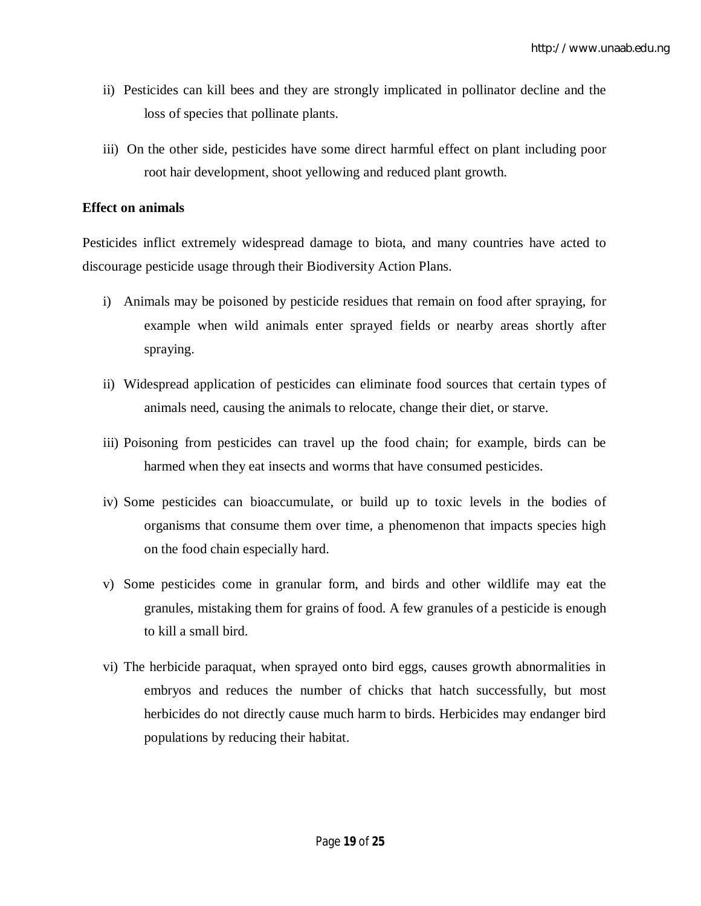ii) Pesticides can kill bees and they are strongly implicated in pollinator decline and the loss of species that pollinate plants.

iii) On the other side, pesticides have some direct harmful effect on plant including poor root hair development, shoot yellowing and reduced plant growth.

**Effect on animals**

Pesticides inflict extremely widespread damage to biota, and many countries have acted to discourage pesticide usage through their Biodiversity Action Plans.

i) Animals may be poisoned by pesticide residues that remain on food after spraying, for example when wild animals enter sprayed fields or nearby areas shortly after spraying.

ii) Widespread application of pesticides can eliminate food sources that certain types of animals need, causing the animals to relocate, change their diet, or starve.

iii) Poisoning from pesticides can travel up the food chain; for example, birds can be harmed when they eat insects and worms that have consumed pesticides.

iv) Some pesticides can bioaccumulate, or build up to toxic levels in the bodies of organisms that consume them over time, a phenomenon that impacts species high on the food chain especially hard.

v) Some pesticides come in granular form, and birds and other wildlife may eat the granules, mistaking them for grains of food. A few granules of a pesticide is enough to kill a small bird.

vi) The herbicide paraquat, when sprayed onto bird eggs, causes growth abnormalities in embryos and reduces the number of chicks that hatch successfully, but most herbicides do not directly cause much harm to birds. Herbicides may endanger bird populations by reducing their habitat.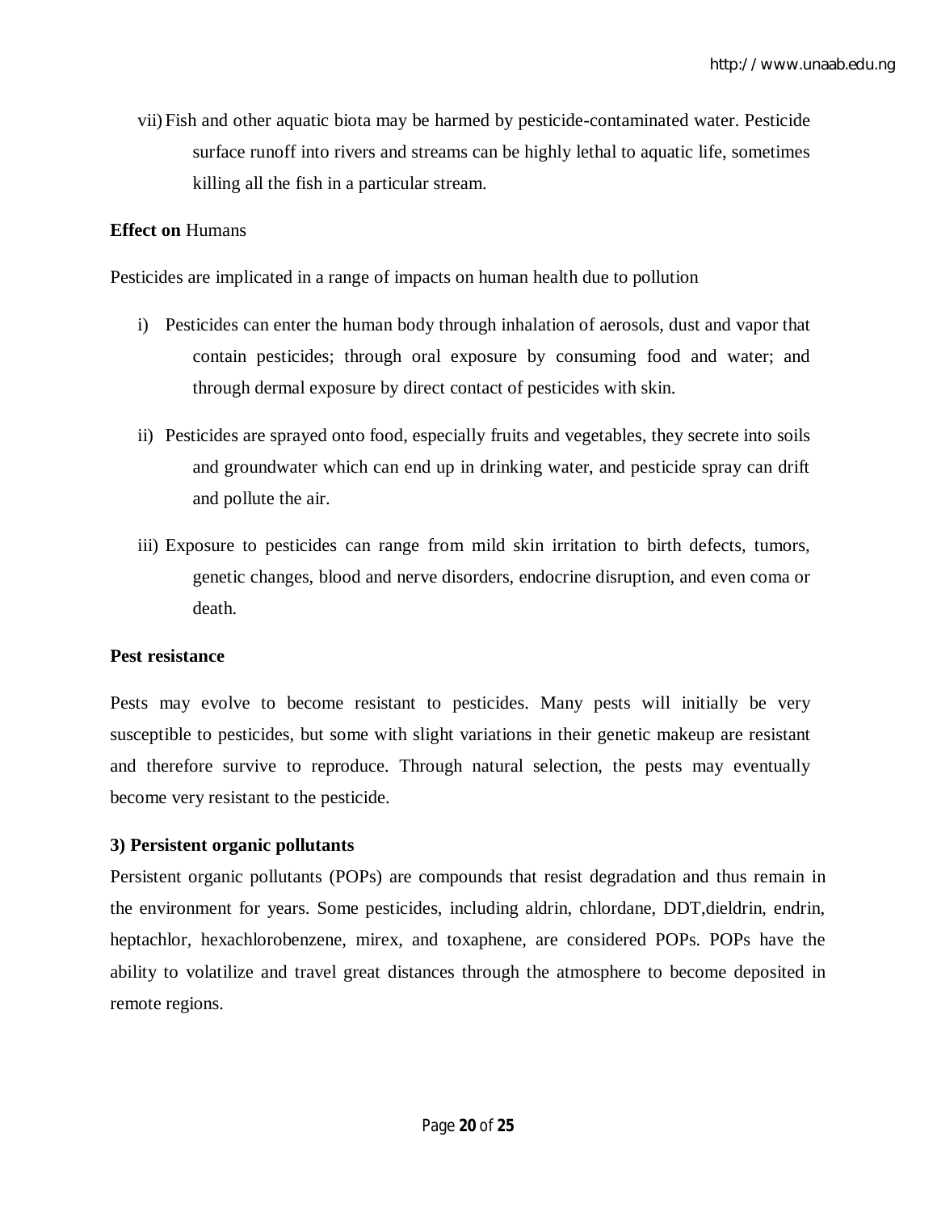vii) Fish and other aquatic biota may be harmed by pesticide-contaminated water. Pesticide surface runoff into rivers and streams can be highly lethal to aquatic life, sometimes killing all the fish in a particular stream.

**Effect on** Humans

Pesticides are implicated in a range of impacts on human health due to pollution

i) Pesticides can enter the human body through inhalation of aerosols, dust and vapor that contain pesticides; through oral exposure by consuming food and water; and through dermal exposure by direct contact of pesticides with skin.

ii) Pesticides are sprayed onto food, especially fruits and vegetables, they secrete into soils and groundwater which can end up in drinking water, and pesticide spray can drift and pollute the air.

iii) Exposure to pesticides can range from mild skin irritation to birth defects, tumors, genetic changes, blood and nerve disorders, endocrine disruption, and even coma or death.

**Pest resistance**

Pests may evolve to become resistant to pesticides. Many pests will initially be very susceptible to pesticides, but some with slight variations in their genetic makeup are resistant and therefore survive to reproduce. Through natural selection, the pests may eventually become very resistant to the pesticide.

**3) Persistent organic pollutants**

Persistent organic pollutants (POPs) are compounds that resist degradation and thus remain in the environment for years. Some pesticides, including aldrin, chlordane, DDT,dieldrin, endrin, heptachlor, hexachlorobenzene, mirex, and toxaphene, are considered POPs. POPs have the ability to volatilize and travel great distances through the atmosphere to become deposited in remote regions.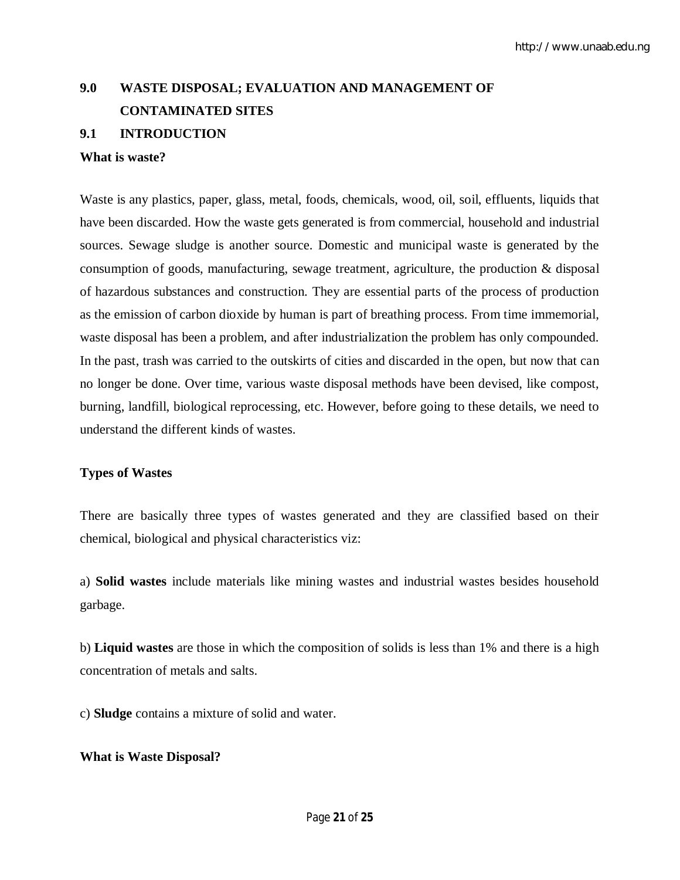## 9.0 WASTE DISPOSAL; EVALUATION AND MANAGEMENT OF CONTAMINATED SITES

### 9.1 INTRODUCTION

**What is waste?**

Waste is any plastics, paper, glass, metal, foods, chemicals, wood, oil, soil, effluents, liquids that have been discarded. How the waste gets generated is from commercial, household and industrial sources. Sewage sludge is another source. Domestic and municipal waste is generated by the consumption of goods, manufacturing, sewage treatment, agriculture, the production & disposal of hazardous substances and construction. They are essential parts of the process of production as the emission of carbon dioxide by human is part of breathing process. From time immemorial, waste disposal has been a problem, and after industrialization the problem has only compounded. In the past, trash was carried to the outskirts of cities and discarded in the open, but now that can no longer be done. Over time, various waste disposal methods have been devised, like compost, burning, landfill, biological reprocessing, etc. However, before going to these details, we need to understand the different kinds of wastes.

**Types of Wastes**

There are basically three types of wastes generated and they are classified based on their chemical, biological and physical characteristics viz:

a) **Solid wastes** include materials like mining wastes and industrial wastes besides household garbage.

b) **Liquid wastes** are those in which the composition of solids is less than 1% and there is a high concentration of metals and salts.

c) **Sludge** contains a mixture of solid and water.

**What is Waste Disposal?**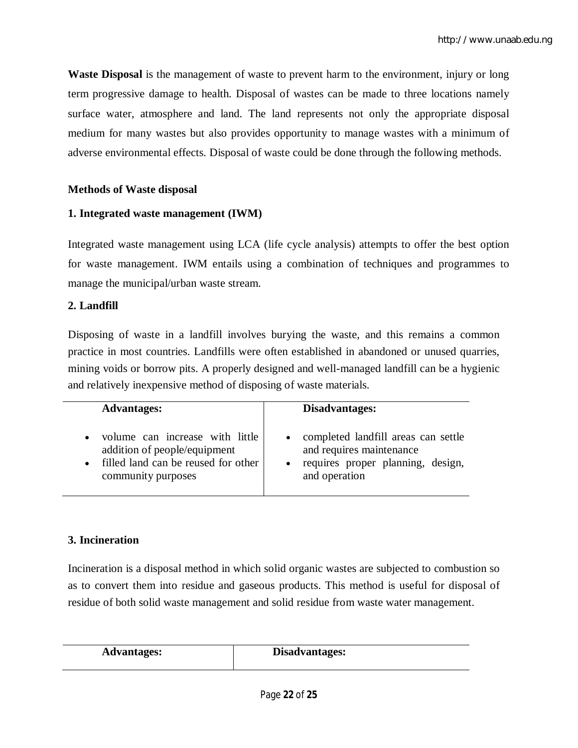**Waste Disposal** is the management of waste to prevent harm to the environment, injury or long term progressive damage to health. Disposal of wastes can be made to three locations namely surface water, atmosphere and land. The land represents not only the appropriate disposal medium for many wastes but also provides opportunity to manage wastes with a minimum of adverse environmental effects. Disposal of waste could be done through the following methods.

**Methods of Waste disposal**

**1. Integrated waste management (IWM)**

Integrated waste management using LCA (life cycle analysis) attempts to offer the best option for waste management. IWM entails using a combination of techniques and programmes to manage the municipal/urban waste stream.

**2. Landfill**

Disposing of waste in a landfill involves burying the waste, and this remains a common practice in most countries. Landfills were often established in abandoned or unused quarries, mining voids or borrow pits. A properly designed and well-managed landfill can be a hygienic and relatively inexpensive method of disposing of waste materials.

| **Advantages:** | **Disadvantages:** |
|---|---|
| • volume can increase with little addition of people/equipment<br>• filled land can be reused for other community purposes | • completed landfill areas can settle and requires maintenance<br>• requires proper planning, design, and operation |

**3. Incineration**

Incineration is a disposal method in which solid organic wastes are subjected to combustion so as to convert them into residue and gaseous products. This method is useful for disposal of residue of both solid waste management and solid residue from waste water management.

| **Advantages:** | **Disadvantages:** |
|---|---|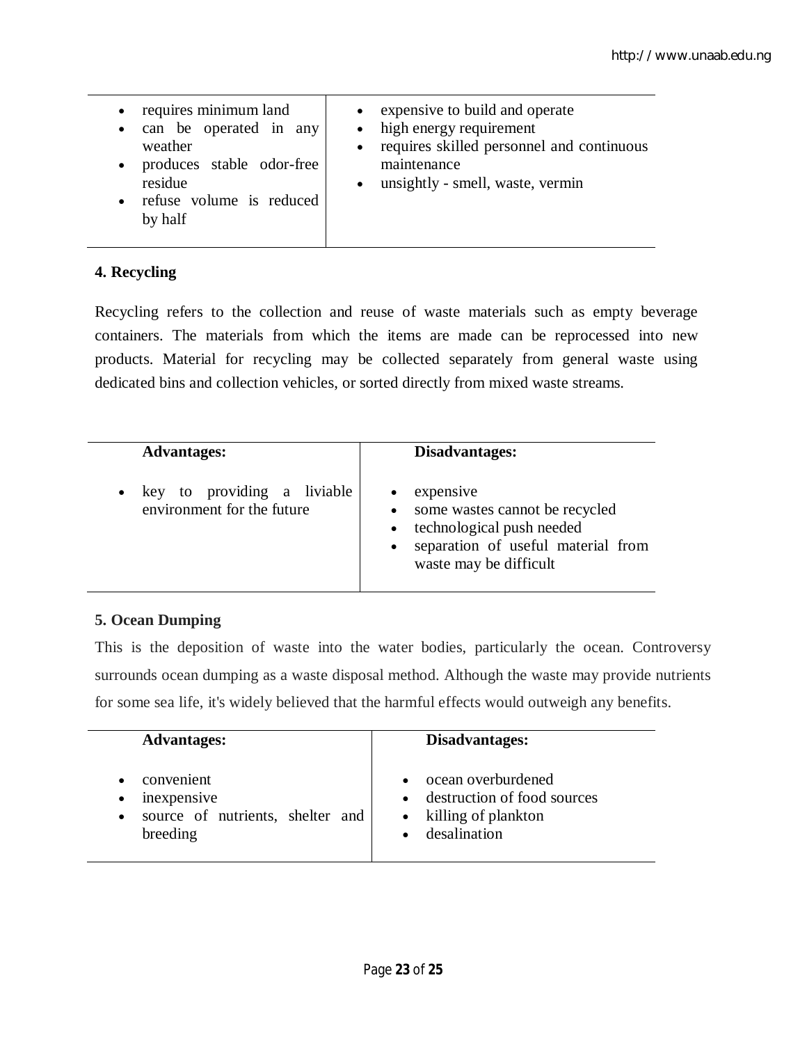| | |
|---|---|
| • requires minimum land<br>• can be operated in any weather<br>• produces stable odor-free residue<br>• refuse volume is reduced by half | • expensive to build and operate<br>• high energy requirement<br>• requires skilled personnel and continuous maintenance<br>• unsightly - smell, waste, vermin |

**4. Recycling**

Recycling refers to the collection and reuse of waste materials such as empty beverage containers. The materials from which the items are made can be reprocessed into new products. Material for recycling may be collected separately from general waste using dedicated bins and collection vehicles, or sorted directly from mixed waste streams.

| **Advantages:** | **Disadvantages:** |
|---|---|
| • key to providing a liviable environment for the future | • expensive<br>• some wastes cannot be recycled<br>• technological push needed<br>• separation of useful material from waste may be difficult |

**5. Ocean Dumping**

This is the deposition of waste into the water bodies, particularly the ocean. Controversy surrounds ocean dumping as a waste disposal method. Although the waste may provide nutrients for some sea life, it's widely believed that the harmful effects would outweigh any benefits.

| **Advantages:** | **Disadvantages:** |
|---|---|
| • convenient<br>• inexpensive<br>• source of nutrients, shelter and breeding | • ocean overburdened<br>• destruction of food sources<br>• killing of plankton<br>• desalination |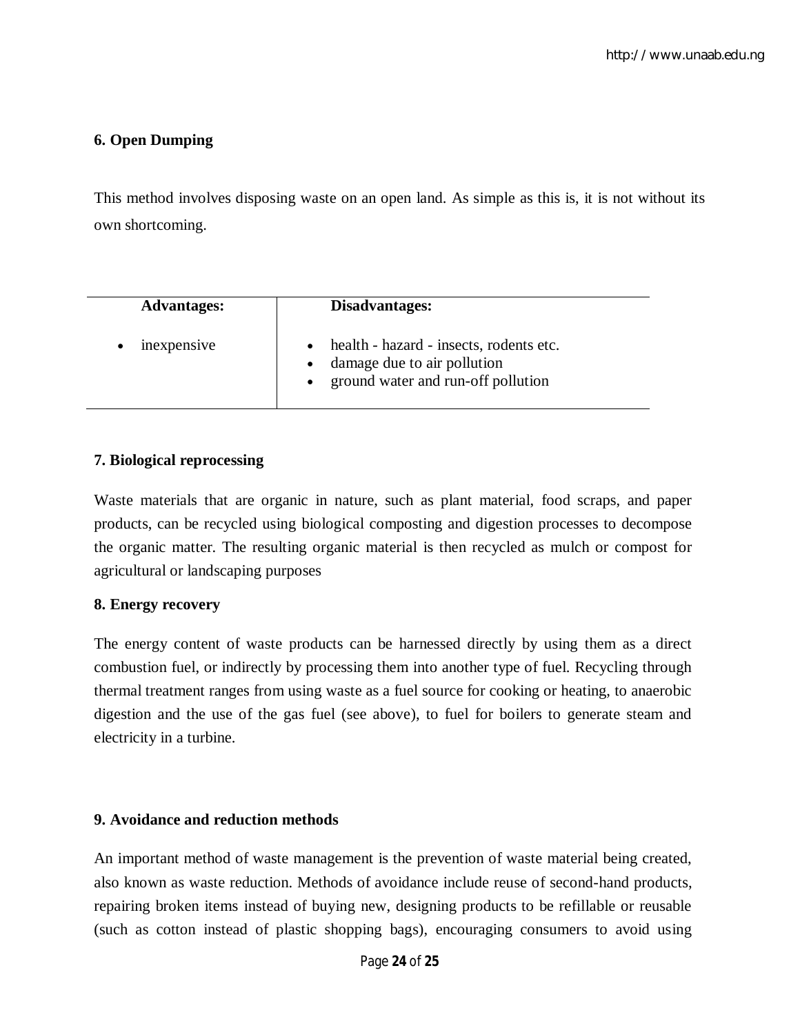**6. Open Dumping**

This method involves disposing waste on an open land. As simple as this is, it is not without its own shortcoming.

| Advantages: | Disadvantages: |
|---|---|
| • inexpensive | • health - hazard - insects, rodents etc.<br>• damage due to air pollution<br>• ground water and run-off pollution |

**7. Biological reprocessing**

Waste materials that are organic in nature, such as plant material, food scraps, and paper products, can be recycled using biological composting and digestion processes to decompose the organic matter. The resulting organic material is then recycled as mulch or compost for agricultural or landscaping purposes

**8. Energy recovery**

The energy content of waste products can be harnessed directly by using them as a direct combustion fuel, or indirectly by processing them into another type of fuel. Recycling through thermal treatment ranges from using waste as a fuel source for cooking or heating, to anaerobic digestion and the use of the gas fuel (see above), to fuel for boilers to generate steam and electricity in a turbine.

**9. Avoidance and reduction methods**

An important method of waste management is the prevention of waste material being created, also known as waste reduction. Methods of avoidance include reuse of second-hand products, repairing broken items instead of buying new, designing products to be refillable or reusable (such as cotton instead of plastic shopping bags), encouraging consumers to avoid using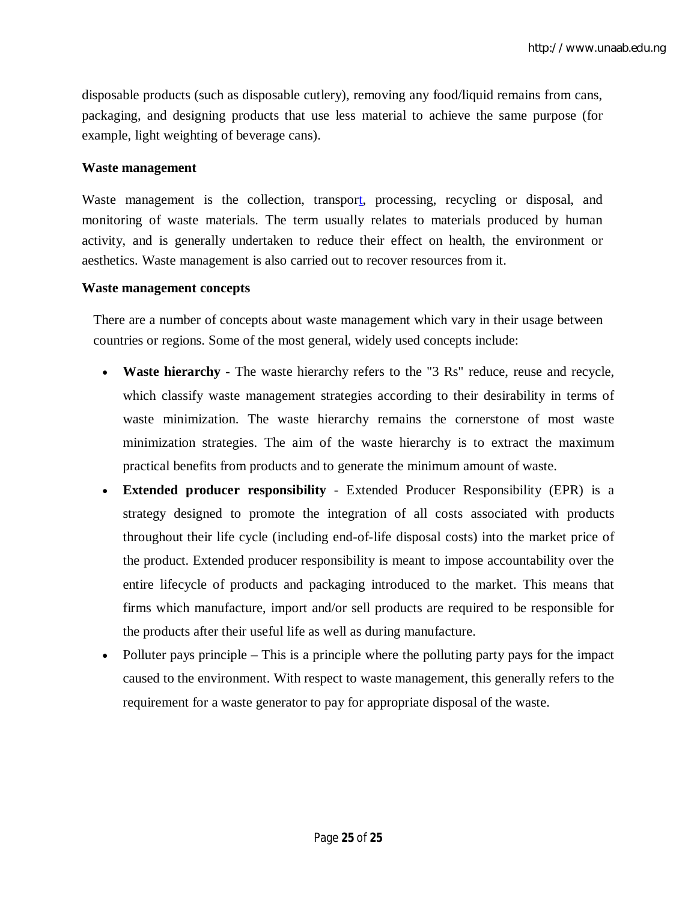disposable products (such as disposable cutlery), removing any food/liquid remains from cans, packaging, and designing products that use less material to achieve the same purpose (for example, light weighting of beverage cans).

**Waste management**

Waste management is the collection, transport, processing, recycling or disposal, and monitoring of waste materials. The term usually relates to materials produced by human activity, and is generally undertaken to reduce their effect on health, the environment or aesthetics. Waste management is also carried out to recover resources from it.

**Waste management concepts**

There are a number of concepts about waste management which vary in their usage between countries or regions. Some of the most general, widely used concepts include:

- **Waste hierarchy** - The waste hierarchy refers to the "3 Rs" reduce, reuse and recycle, which classify waste management strategies according to their desirability in terms of waste minimization. The waste hierarchy remains the cornerstone of most waste minimization strategies. The aim of the waste hierarchy is to extract the maximum practical benefits from products and to generate the minimum amount of waste.
- **Extended producer responsibility** - Extended Producer Responsibility (EPR) is a strategy designed to promote the integration of all costs associated with products throughout their life cycle (including end-of-life disposal costs) into the market price of the product. Extended producer responsibility is meant to impose accountability over the entire lifecycle of products and packaging introduced to the market. This means that firms which manufacture, import and/or sell products are required to be responsible for the products after their useful life as well as during manufacture.
- Polluter pays principle – This is a principle where the polluting party pays for the impact caused to the environment. With respect to waste management, this generally refers to the requirement for a waste generator to pay for appropriate disposal of the waste.